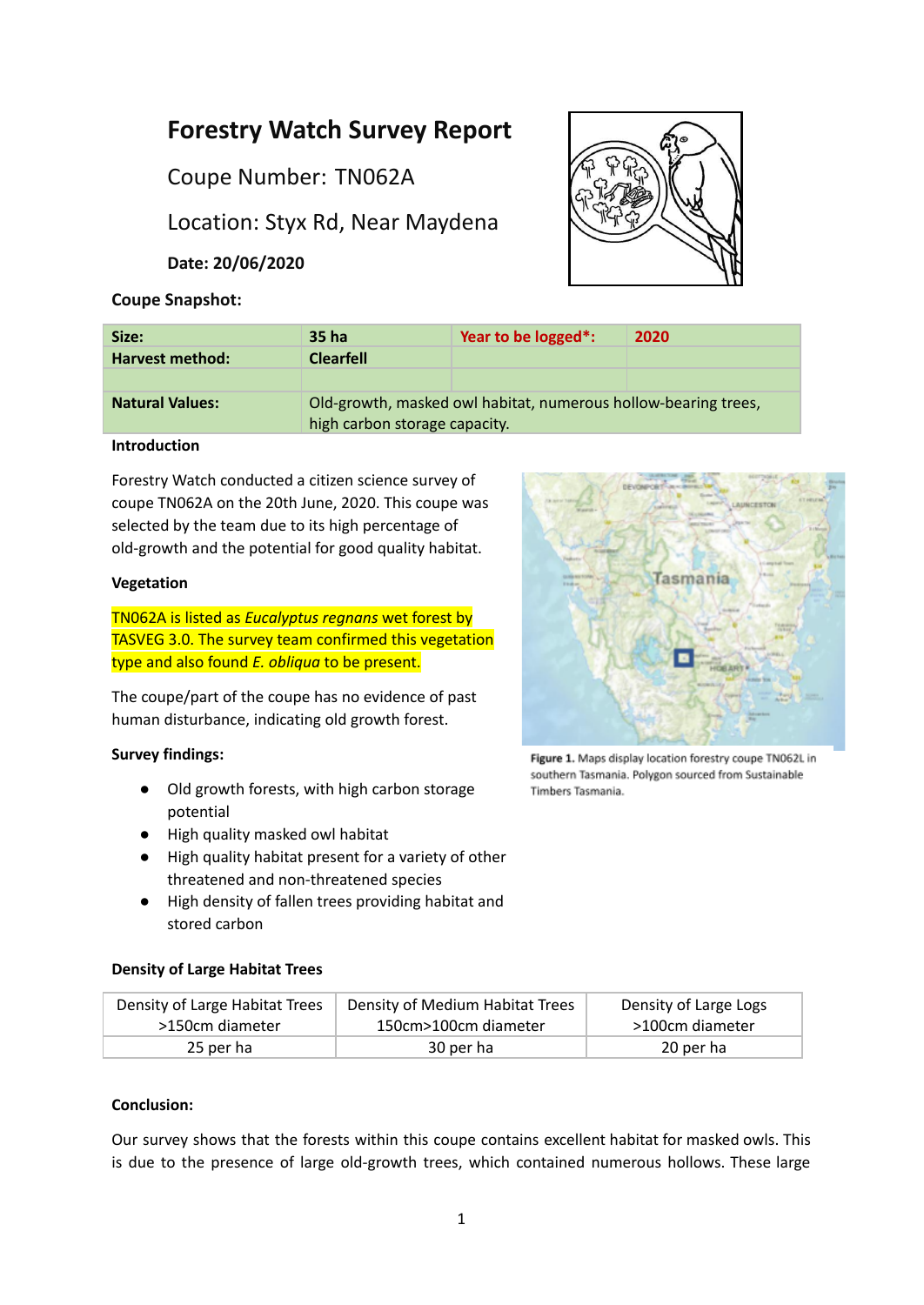# Forestry Watch Survey Report

## Coupe Number: TN062A

## Location: Styx Rd, Near Maydena

**Date: 20/06/2020**

**Coupe Snapshot:**

| **Size:** | **35 ha** | **Year to be logged*:** | **2020** |
|---|---|---|---|
| **Harvest method:** | **Clearfell** | | |
| | | | |
| **Natural Values:** | Old-growth, masked owl habitat, numerous hollow-bearing trees, high carbon storage capacity. | | |

**Introduction**

Forestry Watch conducted a citizen science survey of coupe TN062A on the 20th June, 2020. This coupe was selected by the team due to its high percentage of old-growth and the potential for good quality habitat.

**Vegetation**

TN062A is listed as *Eucalyptus regnans* wet forest by TASVEG 3.0. The survey team confirmed this vegetation type and also found *E. obliqua* to be present.

The coupe/part of the coupe has no evidence of past human disturbance, indicating old growth forest.

**Figure 1.** Maps display location forestry coupe TN062L in southern Tasmania. Polygon sourced from Sustainable Timbers Tasmania.

**Survey findings:**

- Old growth forests, with high carbon storage potential
- High quality masked owl habitat
- High quality habitat present for a variety of other threatened and non-threatened species
- High density of fallen trees providing habitat and stored carbon

**Density of Large Habitat Trees**

| Density of Large Habitat Trees >150cm diameter | Density of Medium Habitat Trees 150cm>100cm diameter | Density of Large Logs >100cm diameter |
|---|---|---|
| 25 per ha | 30 per ha | 20 per ha |

**Conclusion:**

Our survey shows that the forests within this coupe contains excellent habitat for masked owls. This is due to the presence of large old-growth trees, which contained numerous hollows. These large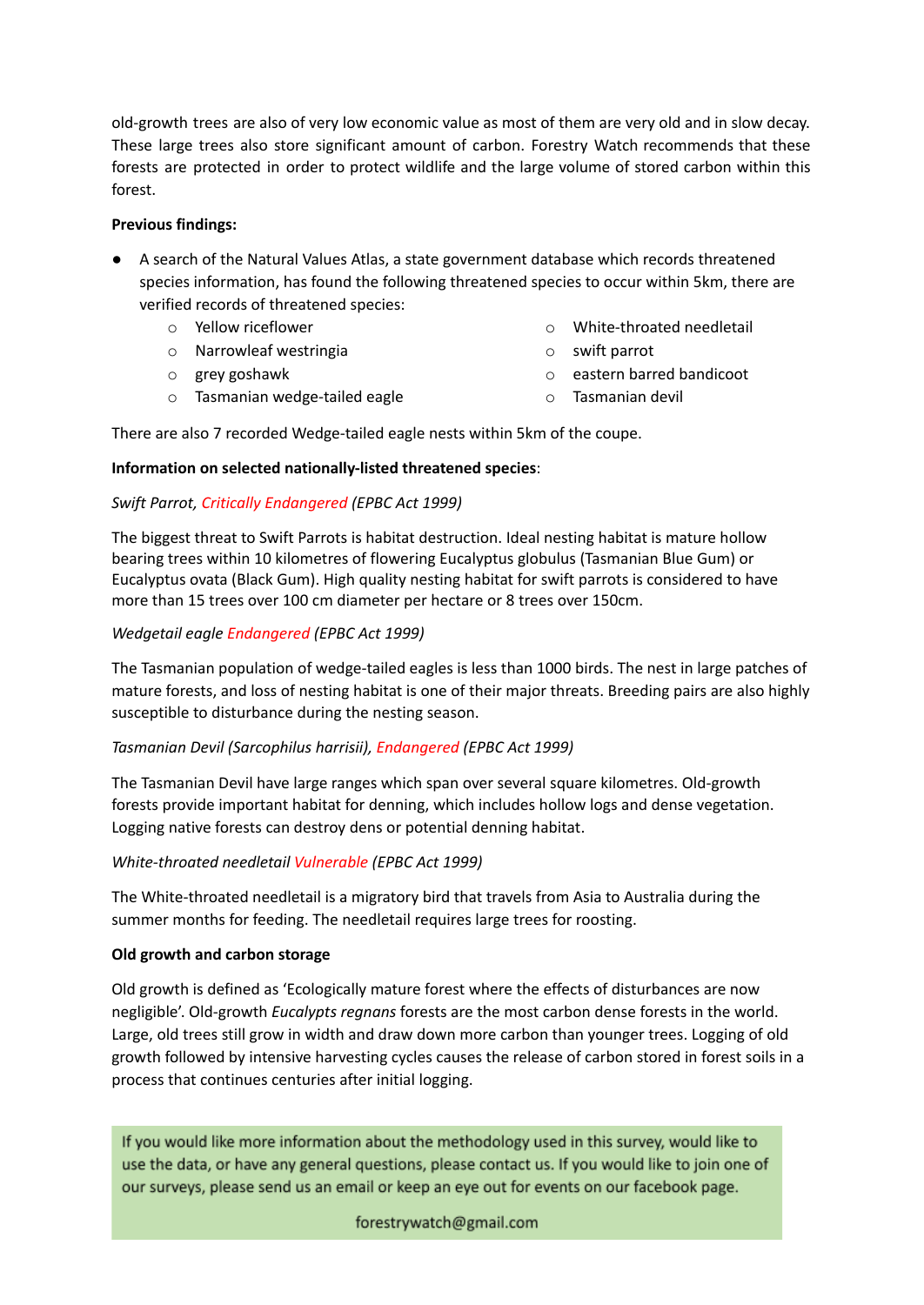old-growth trees are also of very low economic value as most of them are very old and in slow decay. These large trees also store significant amount of carbon. Forestry Watch recommends that these forests are protected in order to protect wildlife and the large volume of stored carbon within this forest.

**Previous findings:**

- A search of the Natural Values Atlas, a state government database which records threatened species information, has found the following threatened species to occur within 5km, there are verified records of threatened species:
  - Yellow riceflower
  - Narrowleaf westringia
  - grey goshawk
  - Tasmanian wedge-tailed eagle
  - White-throated needletail
  - swift parrot
  - eastern barred bandicoot
  - Tasmanian devil

There are also 7 recorded Wedge-tailed eagle nests within 5km of the coupe.

**Information on selected nationally-listed threatened species**:

*Swift Parrot, Critically Endangered (EPBC Act 1999)*

The biggest threat to Swift Parrots is habitat destruction. Ideal nesting habitat is mature hollow bearing trees within 10 kilometres of flowering Eucalyptus globulus (Tasmanian Blue Gum) or Eucalyptus ovata (Black Gum). High quality nesting habitat for swift parrots is considered to have more than 15 trees over 100 cm diameter per hectare or 8 trees over 150cm.

*Wedgetail eagle Endangered (EPBC Act 1999)*

The Tasmanian population of wedge-tailed eagles is less than 1000 birds. The nest in large patches of mature forests, and loss of nesting habitat is one of their major threats. Breeding pairs are also highly susceptible to disturbance during the nesting season.

*Tasmanian Devil (Sarcophilus harrisii), Endangered (EPBC Act 1999)*

The Tasmanian Devil have large ranges which span over several square kilometres. Old-growth forests provide important habitat for denning, which includes hollow logs and dense vegetation. Logging native forests can destroy dens or potential denning habitat.

*White-throated needletail Vulnerable (EPBC Act 1999)*

The White-throated needletail is a migratory bird that travels from Asia to Australia during the summer months for feeding. The needletail requires large trees for roosting.

**Old growth and carbon storage**

Old growth is defined as 'Ecologically mature forest where the effects of disturbances are now negligible'. Old-growth *Eucalypts regnans* forests are the most carbon dense forests in the world. Large, old trees still grow in width and draw down more carbon than younger trees. Logging of old growth followed by intensive harvesting cycles causes the release of carbon stored in forest soils in a process that continues centuries after initial logging.

If you would like more information about the methodology used in this survey, would like to use the data, or have any general questions, please contact us. If you would like to join one of our surveys, please send us an email or keep an eye out for events on our facebook page.

forestrywatch@gmail.com